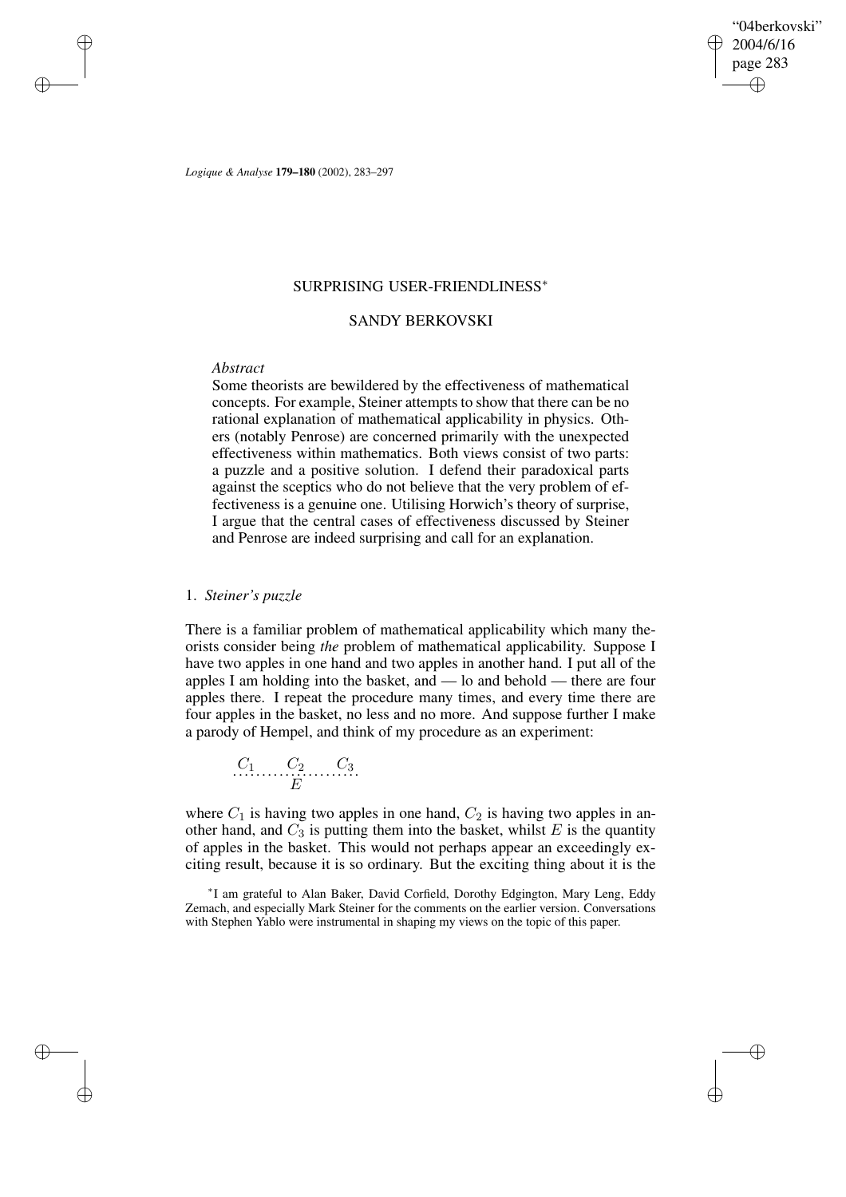# SURPRISING USER-FRIENDLINESS*

## SANDY BERKOVSKI

*Abstract*

Some theorists are bewildered by the effectiveness of mathematical concepts. For example, Steiner attempts to show that there can be no rational explanation of mathematical applicability in physics. Others (notably Penrose) are concerned primarily with the unexpected effectiveness within mathematics. Both views consist of two parts: a puzzle and a positive solution. I defend their paradoxical parts against the sceptics who do not believe that the very problem of effectiveness is a genuine one. Utilising Horwich's theory of surprise, I argue that the central cases of effectiveness discussed by Steiner and Penrose are indeed surprising and call for an explanation.

### 1. *Steiner's puzzle*

There is a familiar problem of mathematical applicability which many theorists consider being *the* problem of mathematical applicability. Suppose I have two apples in one hand and two apples in another hand. I put all of the apples I am holding into the basket, and — lo and behold — there are four apples there. I repeat the procedure many times, and every time there are four apples in the basket, no less and no more. And suppose further I make a parody of Hempel, and think of my procedure as an experiment:

$$\frac{C_1 \quad C_2 \quad C_3}{E}$$

where $C_1$ is having two apples in one hand, $C_2$ is having two apples in another hand, and $C_3$ is putting them into the basket, whilst $E$ is the quantity of apples in the basket. This would not perhaps appear an exceedingly exciting result, because it is so ordinary. But the exciting thing about it is the

*I am grateful to Alan Baker, David Corfield, Dorothy Edgington, Mary Leng, Eddy Zemach, and especially Mark Steiner for the comments on the earlier version. Conversations with Stephen Yablo were instrumental in shaping my views on the topic of this paper.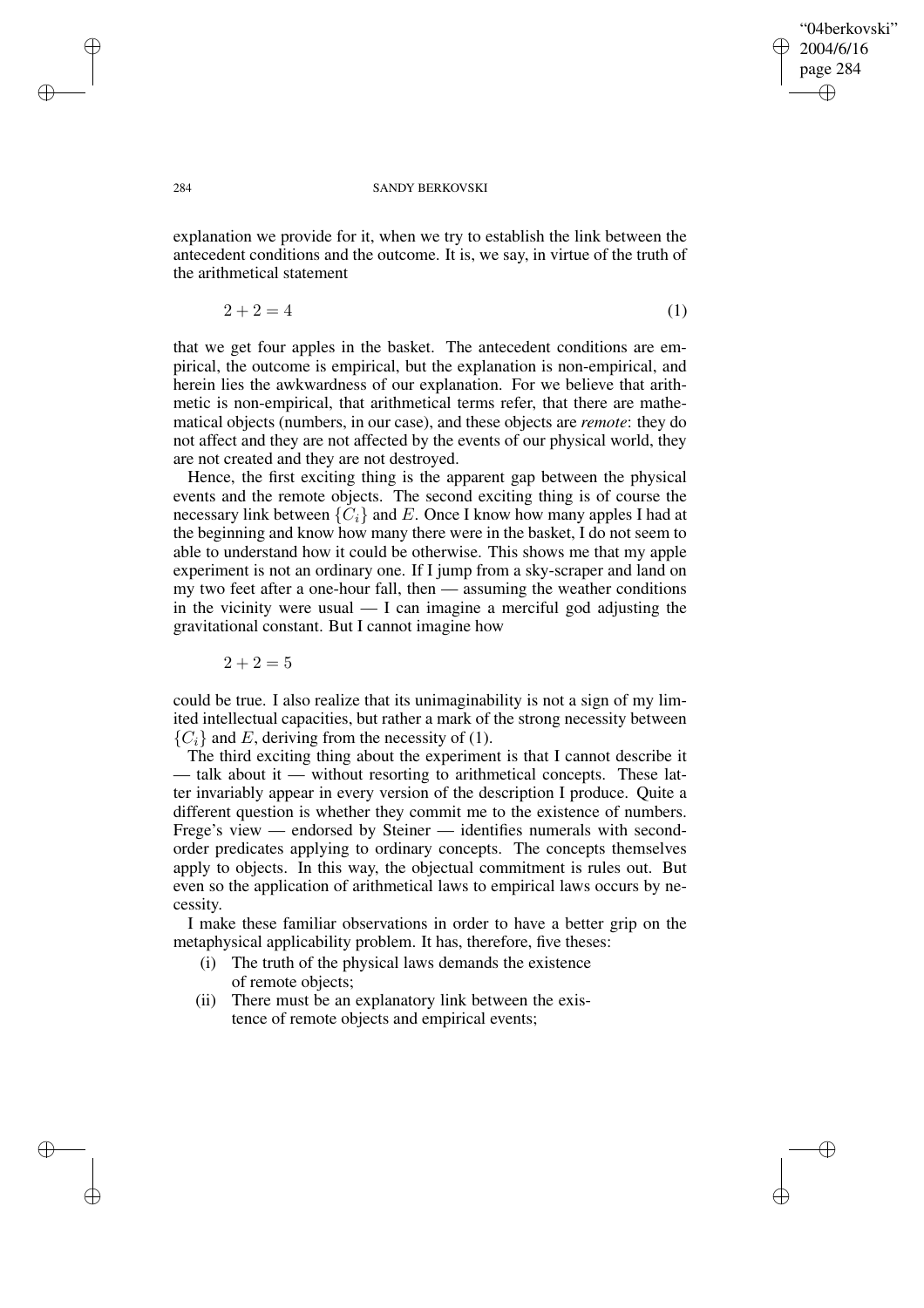explanation we provide for it, when we try to establish the link between the antecedent conditions and the outcome. It is, we say, in virtue of the truth of the arithmetical statement

$$2 + 2 = 4 \tag{1}$$

that we get four apples in the basket. The antecedent conditions are empirical, the outcome is empirical, but the explanation is non-empirical, and herein lies the awkwardness of our explanation. For we believe that arithmetic is non-empirical, that arithmetical terms refer, that there are mathematical objects (numbers, in our case), and these objects are *remote*: they do not affect and they are not affected by the events of our physical world, they are not created and they are not destroyed.

Hence, the first exciting thing is the apparent gap between the physical events and the remote objects. The second exciting thing is of course the necessary link between $\{C_i\}$ and $E$. Once I know how many apples I had at the beginning and know how many there were in the basket, I do not seem to able to understand how it could be otherwise. This shows me that my apple experiment is not an ordinary one. If I jump from a sky-scraper and land on my two feet after a one-hour fall, then — assuming the weather conditions in the vicinity were usual — I can imagine a merciful god adjusting the gravitational constant. But I cannot imagine how

$$2 + 2 = 5$$

could be true. I also realize that its unimaginability is not a sign of my limited intellectual capacities, but rather a mark of the strong necessity between $\{C_i\}$ and $E$, deriving from the necessity of (1).

The third exciting thing about the experiment is that I cannot describe it — talk about it — without resorting to arithmetical concepts. These latter invariably appear in every version of the description I produce. Quite a different question is whether they commit me to the existence of numbers. Frege's view — endorsed by Steiner — identifies numerals with second-order predicates applying to ordinary concepts. The concepts themselves apply to objects. In this way, the objectual commitment is rules out. But even so the application of arithmetical laws to empirical laws occurs by necessity.

I make these familiar observations in order to have a better grip on the metaphysical applicability problem. It has, therefore, five theses:

(i) The truth of the physical laws demands the existence of remote objects;

(ii) There must be an explanatory link between the existence of remote objects and empirical events;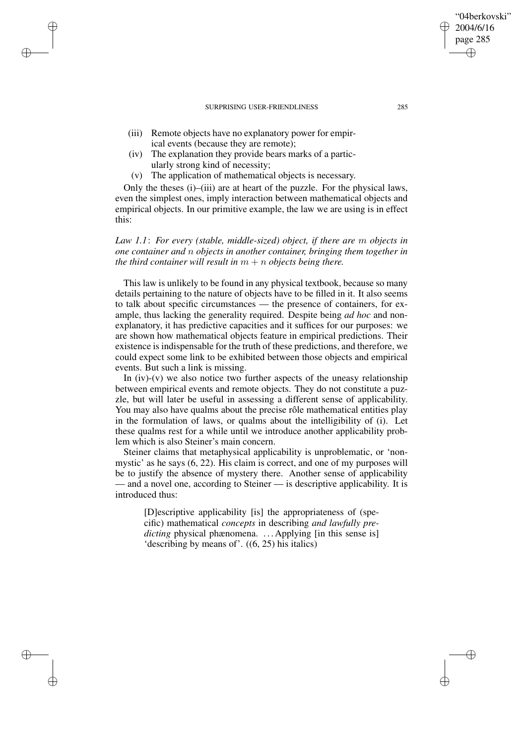(iii) Remote objects have no explanatory power for empirical events (because they are remote);
(iv) The explanation they provide bears marks of a particularly strong kind of necessity;
(v) The application of mathematical objects is necessary.

Only the theses (i)–(iii) are at heart of the puzzle. For the physical laws, even the simplest ones, imply interaction between mathematical objects and empirical objects. In our primitive example, the law we are using is in effect this:

*Law 1.1*: *For every (stable, middle-sized) object, if there are* $m$ *objects in one container and* $n$ *objects in another container, bringing them together in the third container will result in* $m + n$ *objects being there.*

This law is unlikely to be found in any physical textbook, because so many details pertaining to the nature of objects have to be filled in it. It also seems to talk about specific circumstances — the presence of containers, for example, thus lacking the generality required. Despite being *ad hoc* and non-explanatory, it has predictive capacities and it suffices for our purposes: we are shown how mathematical objects feature in empirical predictions. Their existence is indispensable for the truth of these predictions, and therefore, we could expect some link to be exhibited between those objects and empirical events. But such a link is missing.

In (iv)-(v) we also notice two further aspects of the uneasy relationship between empirical events and remote objects. They do not constitute a puzzle, but will later be useful in assessing a different sense of applicability. You may also have qualms about the precise rôle mathematical entities play in the formulation of laws, or qualms about the intelligibility of (i). Let these qualms rest for a while until we introduce another applicability problem which is also Steiner's main concern.

Steiner claims that metaphysical applicability is unproblematic, or 'non-mystic' as he says (6, 22). His claim is correct, and one of my purposes will be to justify the absence of mystery there. Another sense of applicability — and a novel one, according to Steiner — is descriptive applicability. It is introduced thus:

> [D]escriptive applicability [is] the appropriateness of (specific) mathematical *concepts* in describing *and lawfully predicting* physical phænomena. ... Applying [in this sense is] 'describing by means of'. ((6, 25) his italics)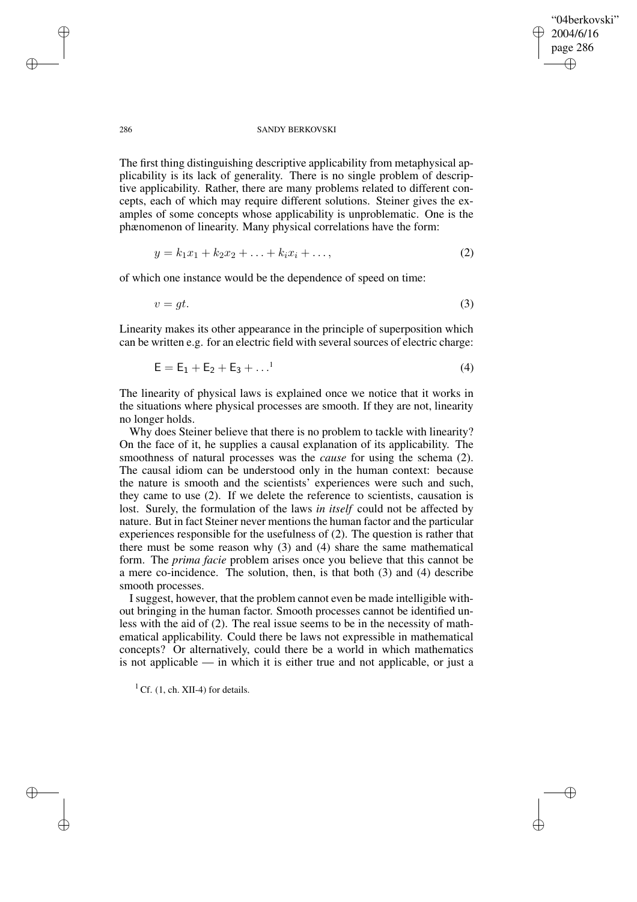The first thing distinguishing descriptive applicability from metaphysical applicability is its lack of generality. There is no single problem of descriptive applicability. Rather, there are many problems related to different concepts, each of which may require different solutions. Steiner gives the examples of some concepts whose applicability is unproblematic. One is the phænomenon of linearity. Many physical correlations have the form:

$$y = k_1 x_1 + k_2 x_2 + \ldots + k_i x_i + \ldots, \tag{2}$$

of which one instance would be the dependence of speed on time:

$$v = gt. \tag{3}$$

Linearity makes its other appearance in the principle of superposition which can be written e.g. for an electric field with several sources of electric charge:

$$\mathsf{E} = \mathsf{E}_1 + \mathsf{E}_2 + \mathsf{E}_3 + \ldots \text{[1]} \tag{4}$$

The linearity of physical laws is explained once we notice that it works in the situations where physical processes are smooth. If they are not, linearity no longer holds.

Why does Steiner believe that there is no problem to tackle with linearity? On the face of it, he supplies a causal explanation of its applicability. The smoothness of natural processes was the *cause* for using the schema (2). The causal idiom can be understood only in the human context: because the nature is smooth and the scientists' experiences were such and such, they came to use (2). If we delete the reference to scientists, causation is lost. Surely, the formulation of the laws *in itself* could not be affected by nature. But in fact Steiner never mentions the human factor and the particular experiences responsible for the usefulness of (2). The question is rather that there must be some reason why (3) and (4) share the same mathematical form. The *prima facie* problem arises once you believe that this cannot be a mere co-incidence. The solution, then, is that both (3) and (4) describe smooth processes.

I suggest, however, that the problem cannot even be made intelligible without bringing in the human factor. Smooth processes cannot be identified unless with the aid of (2). The real issue seems to be in the necessity of mathematical applicability. Could there be laws not expressible in mathematical concepts? Or alternatively, could there be a world in which mathematics is not applicable — in which it is either true and not applicable, or just a

[1] Cf. (1, ch. XII-4) for details.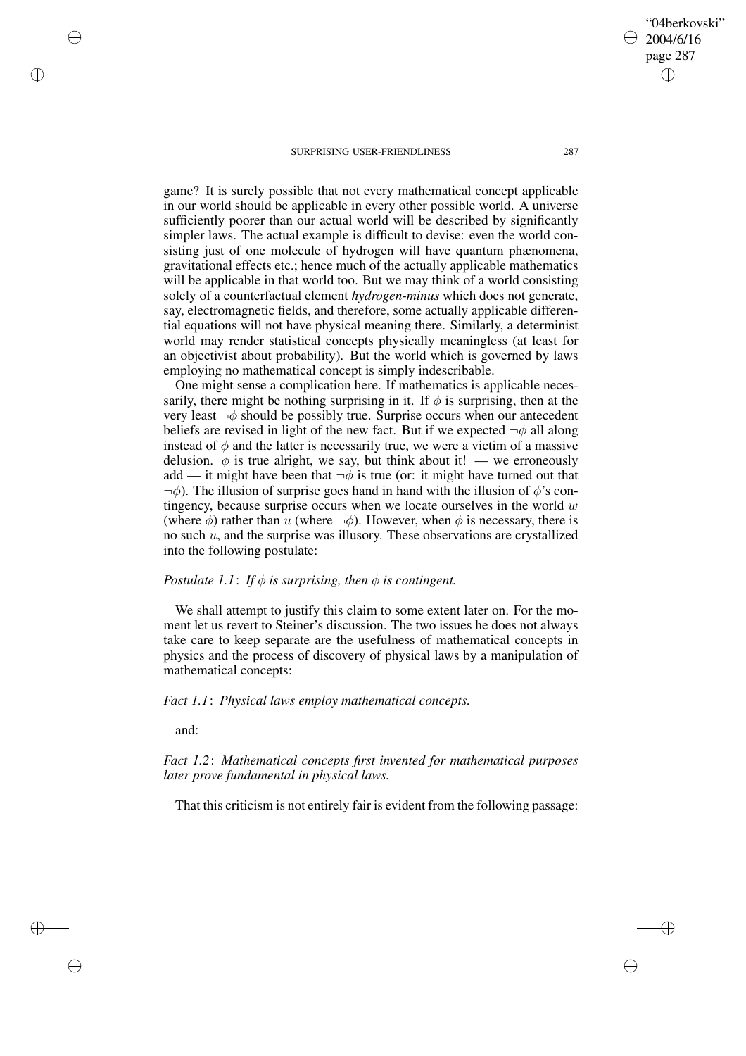game? It is surely possible that not every mathematical concept applicable in our world should be applicable in every other possible world. A universe sufficiently poorer than our actual world will be described by significantly simpler laws. The actual example is difficult to devise: even the world consisting just of one molecule of hydrogen will have quantum phænomena, gravitational effects etc.; hence much of the actually applicable mathematics will be applicable in that world too. But we may think of a world consisting solely of a counterfactual element *hydrogen-minus* which does not generate, say, electromagnetic fields, and therefore, some actually applicable differential equations will not have physical meaning there. Similarly, a determinist world may render statistical concepts physically meaningless (at least for an objectivist about probability). But the world which is governed by laws employing no mathematical concept is simply indescribable.

One might sense a complication here. If mathematics is applicable necessarily, there might be nothing surprising in it. If $\phi$ is surprising, then at the very least $\neg\phi$ should be possibly true. Surprise occurs when our antecedent beliefs are revised in light of the new fact. But if we expected $\neg\phi$ all along instead of $\phi$ and the latter is necessarily true, we were a victim of a massive delusion. $\phi$ is true alright, we say, but think about it! — we erroneously add — it might have been that $\neg\phi$ is true (or: it might have turned out that $\neg\phi$). The illusion of surprise goes hand in hand with the illusion of $\phi$'s contingency, because surprise occurs when we locate ourselves in the world $w$ (where $\phi$) rather than $u$ (where $\neg\phi$). However, when $\phi$ is necessary, there is no such $u$, and the surprise was illusory. These observations are crystallized into the following postulate:

*Postulate 1.1*: *If $\phi$ is surprising, then $\phi$ is contingent.*

We shall attempt to justify this claim to some extent later on. For the moment let us revert to Steiner's discussion. The two issues he does not always take care to keep separate are the usefulness of mathematical concepts in physics and the process of discovery of physical laws by a manipulation of mathematical concepts:

*Fact 1.1*: *Physical laws employ mathematical concepts.*

and:

*Fact 1.2*: *Mathematical concepts first invented for mathematical purposes later prove fundamental in physical laws.*

That this criticism is not entirely fair is evident from the following passage: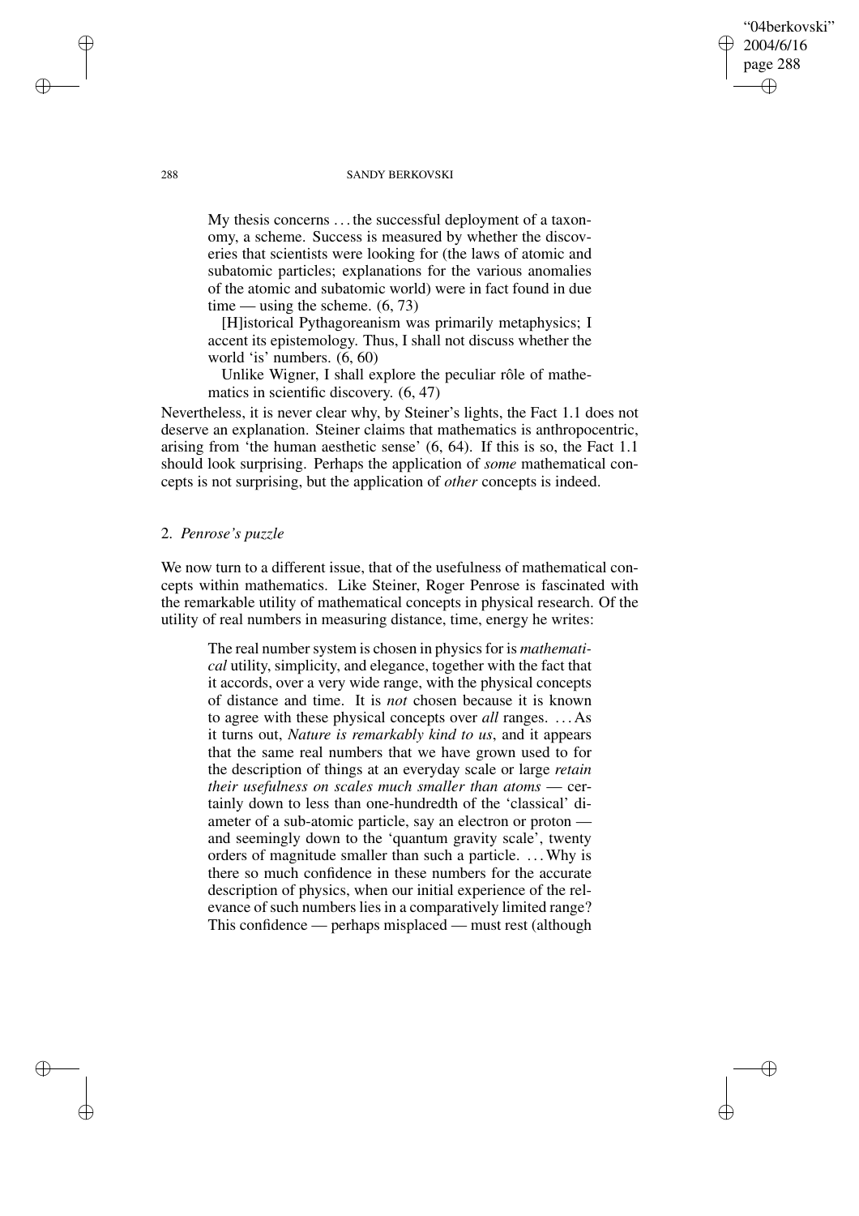> My thesis concerns ... the successful deployment of a taxonomy, a scheme. Success is measured by whether the discoveries that scientists were looking for (the laws of atomic and subatomic particles; explanations for the various anomalies of the atomic and subatomic world) were in fact found in due time — using the scheme. (6, 73)
>
> [H]istorical Pythagoreanism was primarily metaphysics; I accent its epistemology. Thus, I shall not discuss whether the world 'is' numbers. (6, 60)
>
> Unlike Wigner, I shall explore the peculiar rôle of mathematics in scientific discovery. (6, 47)

Nevertheless, it is never clear why, by Steiner's lights, the Fact 1.1 does not deserve an explanation. Steiner claims that mathematics is anthropocentric, arising from 'the human aesthetic sense' (6, 64). If this is so, the Fact 1.1 should look surprising. Perhaps the application of *some* mathematical concepts is not surprising, but the application of *other* concepts is indeed.

## 2. *Penrose's puzzle*

We now turn to a different issue, that of the usefulness of mathematical concepts within mathematics. Like Steiner, Roger Penrose is fascinated with the remarkable utility of mathematical concepts in physical research. Of the utility of real numbers in measuring distance, time, energy he writes:

> The real number system is chosen in physics for is *mathematical* utility, simplicity, and elegance, together with the fact that it accords, over a very wide range, with the physical concepts of distance and time. It is *not* chosen because it is known to agree with these physical concepts over *all* ranges. ... As it turns out, *Nature is remarkably kind to us*, and it appears that the same real numbers that we have grown used to for the description of things at an everyday scale or large *retain their usefulness on scales much smaller than atoms* — certainly down to less than one-hundredth of the 'classical' diameter of a sub-atomic particle, say an electron or proton — and seemingly down to the 'quantum gravity scale', twenty orders of magnitude smaller than such a particle. ... Why is there so much confidence in these numbers for the accurate description of physics, when our initial experience of the relevance of such numbers lies in a comparatively limited range? This confidence — perhaps misplaced — must rest (although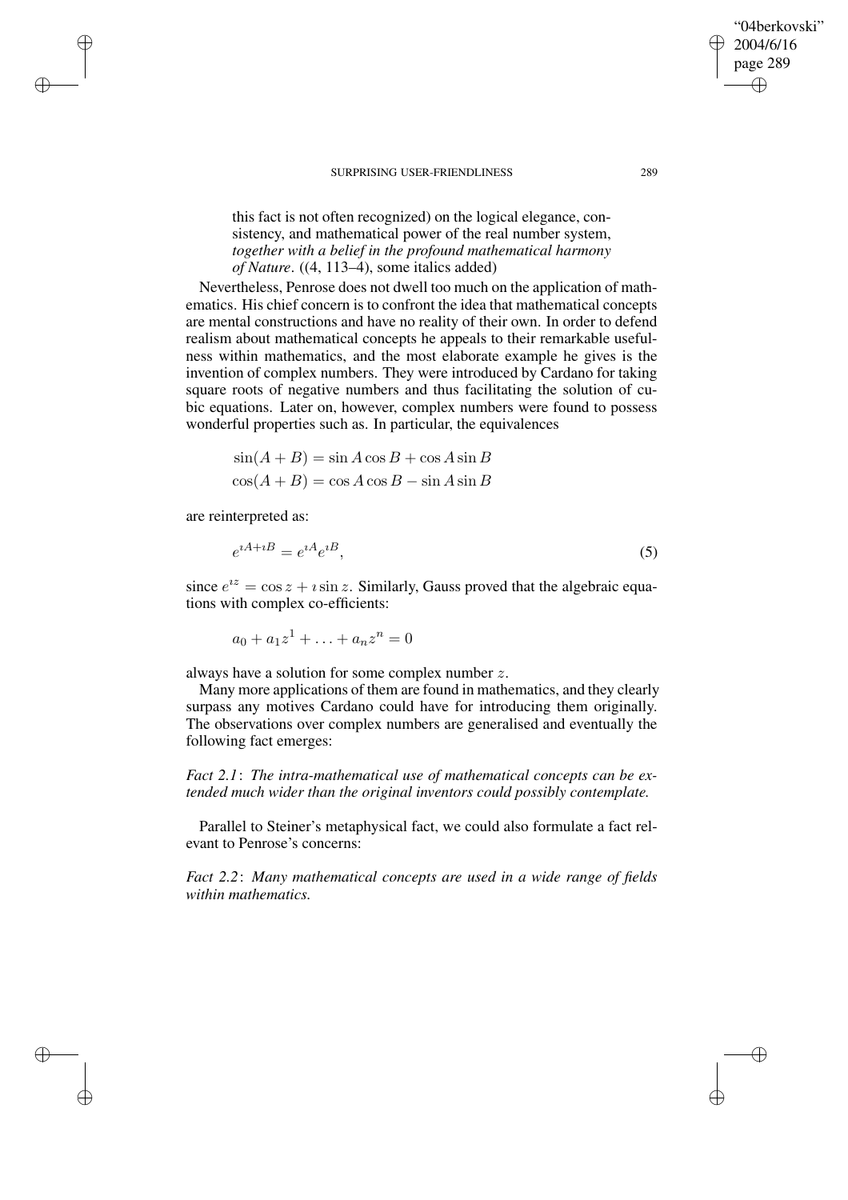this fact is not often recognized) on the logical elegance, consistency, and mathematical power of the real number system, *together with a belief in the profound mathematical harmony of Nature*. ((4, 113–4), some italics added)

Nevertheless, Penrose does not dwell too much on the application of mathematics. His chief concern is to confront the idea that mathematical concepts are mental constructions and have no reality of their own. In order to defend realism about mathematical concepts he appeals to their remarkable usefulness within mathematics, and the most elaborate example he gives is the invention of complex numbers. They were introduced by Cardano for taking square roots of negative numbers and thus facilitating the solution of cubic equations. Later on, however, complex numbers were found to possess wonderful properties such as. In particular, the equivalences

$$\sin(A + B) = \sin A \cos B + \cos A \sin B$$
$$\cos(A + B) = \cos A \cos B - \sin A \sin B$$

are reinterpreted as:

$$e^{\imath A + \imath B} = e^{\imath A} e^{\imath B}, \tag{5}$$

since $e^{\imath z} = \cos z + \imath \sin z$. Similarly, Gauss proved that the algebraic equations with complex co-efficients:

$$a_0 + a_1 z^1 + \ldots + a_n z^n = 0$$

always have a solution for some complex number $z$.

Many more applications of them are found in mathematics, and they clearly surpass any motives Cardano could have for introducing them originally. The observations over complex numbers are generalised and eventually the following fact emerges:

*Fact 2.1*: *The intra-mathematical use of mathematical concepts can be extended much wider than the original inventors could possibly contemplate.*

Parallel to Steiner's metaphysical fact, we could also formulate a fact relevant to Penrose's concerns:

*Fact 2.2*: *Many mathematical concepts are used in a wide range of fields within mathematics.*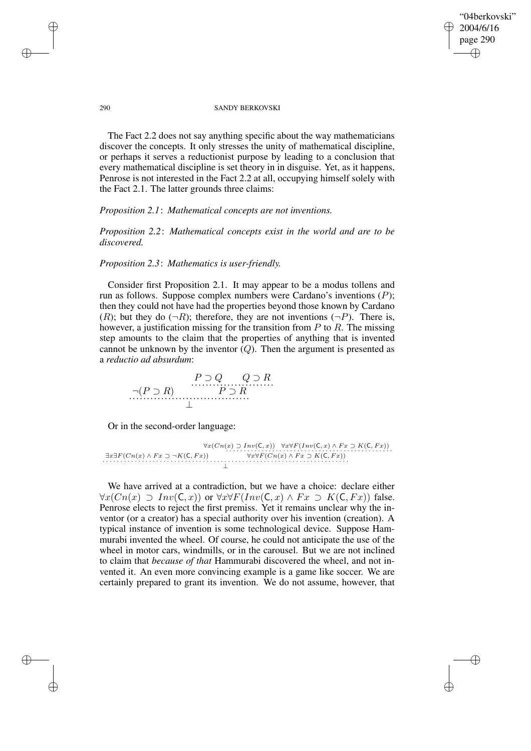The Fact 2.2 does not say anything specific about the way mathematicians discover the concepts. It only stresses the unity of mathematical discipline, or perhaps it serves a reductionist purpose by leading to a conclusion that every mathematical discipline is set theory in in disguise. Yet, as it happens, Penrose is not interested in the Fact 2.2 at all, occupying himself solely with the Fact 2.1. The latter grounds three claims:

*Proposition 2.1*: *Mathematical concepts are not inventions.*

*Proposition 2.2*: *Mathematical concepts exist in the world and are to be discovered.*

*Proposition 2.3*: *Mathematics is user-friendly.*

Consider first Proposition 2.1. It may appear to be a modus tollens and run as follows. Suppose complex numbers were Cardano's inventions ($P$); then they could not have had the properties beyond those known by Cardano ($R$); but they do ($\neg R$); therefore, they are not inventions ($\neg P$). There is, however, a justification missing for the transition from $P$ to $R$. The missing step amounts to the claim that the properties of anything that is invented cannot be unknown by the inventor ($Q$). Then the argument is presented as a *reductio ad absurdum*:

$$\dfrac{\neg(P \supset R) \qquad \dfrac{P \supset Q \qquad Q \supset R}{P \supset R}}{\bot}$$

Or in the second-order language:

$$\dfrac{\exists x \exists F(Cn(x) \wedge Fx \supset \neg K(\mathsf{C}, Fx)) \qquad \dfrac{\forall x(Cn(x) \supset Inv(\mathsf{C}, x)) \quad \forall x \forall F(Inv(\mathsf{C}, x) \wedge Fx \supset K(\mathsf{C}, Fx))}{\forall x \forall F(Cn(x) \wedge Fx \supset K(\mathsf{C}, Fx))}}{\bot}$$

We have arrived at a contradiction, but we have a choice: declare either $\forall x(Cn(x) \supset Inv(\mathsf{C}, x))$ or $\forall x \forall F(Inv(\mathsf{C}, x) \wedge Fx \supset K(\mathsf{C}, Fx))$ false. Penrose elects to reject the first premiss. Yet it remains unclear why the inventor (or a creator) has a special authority over his invention (creation). A typical instance of invention is some technological device. Suppose Hammurabi invented the wheel. Of course, he could not anticipate the use of the wheel in motor cars, windmills, or in the carousel. But we are not inclined to claim that *because of that* Hammurabi discovered the wheel, and not invented it. An even more convincing example is a game like soccer. We are certainly prepared to grant its invention. We do not assume, however, that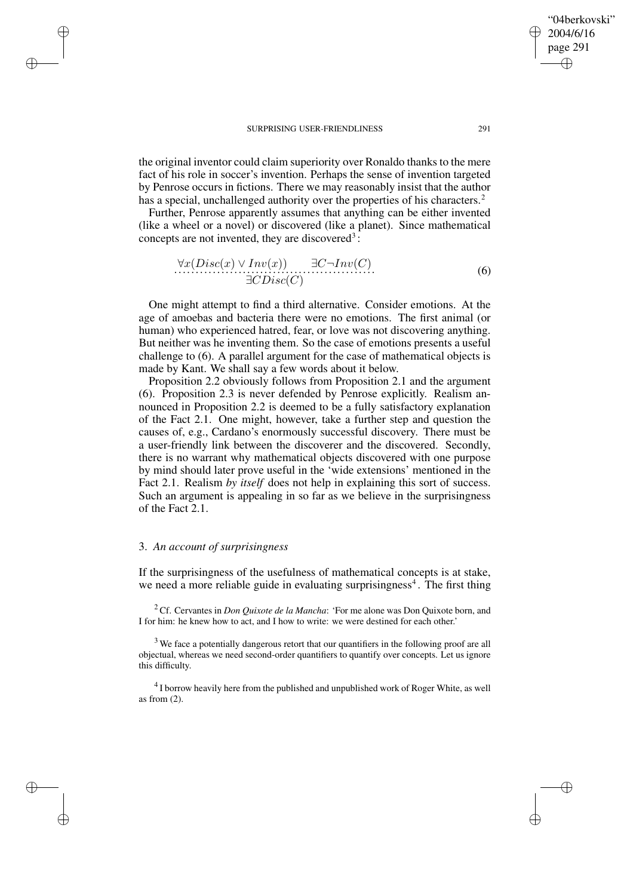the original inventor could claim superiority over Ronaldo thanks to the mere fact of his role in soccer's invention. Perhaps the sense of invention targeted by Penrose occurs in fictions. There we may reasonably insist that the author has a special, unchallenged authority over the properties of his characters.[2]

Further, Penrose apparently assumes that anything can be either invented (like a wheel or a novel) or discovered (like a planet). Since mathematical concepts are not invented, they are discovered[3]:

$$\frac{\forall x(Disc(x) \vee Inv(x)) \qquad \exists C \neg Inv(C)}{\exists C Disc(C)} \tag{6}$$

One might attempt to find a third alternative. Consider emotions. At the age of amoebas and bacteria there were no emotions. The first animal (or human) who experienced hatred, fear, or love was not discovering anything. But neither was he inventing them. So the case of emotions presents a useful challenge to (6). A parallel argument for the case of mathematical objects is made by Kant. We shall say a few words about it below.

Proposition 2.2 obviously follows from Proposition 2.1 and the argument (6). Proposition 2.3 is never defended by Penrose explicitly. Realism announced in Proposition 2.2 is deemed to be a fully satisfactory explanation of the Fact 2.1. One might, however, take a further step and question the causes of, e.g., Cardano's enormously successful discovery. There must be a user-friendly link between the discoverer and the discovered. Secondly, there is no warrant why mathematical objects discovered with one purpose by mind should later prove useful in the 'wide extensions' mentioned in the Fact 2.1. Realism *by itself* does not help in explaining this sort of success. Such an argument is appealing in so far as we believe in the surprisingness of the Fact 2.1.

### 3. *An account of surprisingness*

If the surprisingness of the usefulness of mathematical concepts is at stake, we need a more reliable guide in evaluating surprisingness[4]. The first thing

[2] Cf. Cervantes in *Don Quixote de la Mancha*: 'For me alone was Don Quixote born, and I for him: he knew how to act, and I how to write: we were destined for each other.'

[3] We face a potentially dangerous retort that our quantifiers in the following proof are all objectual, whereas we need second-order quantifiers to quantify over concepts. Let us ignore this difficulty.

[4] I borrow heavily here from the published and unpublished work of Roger White, as well as from (2).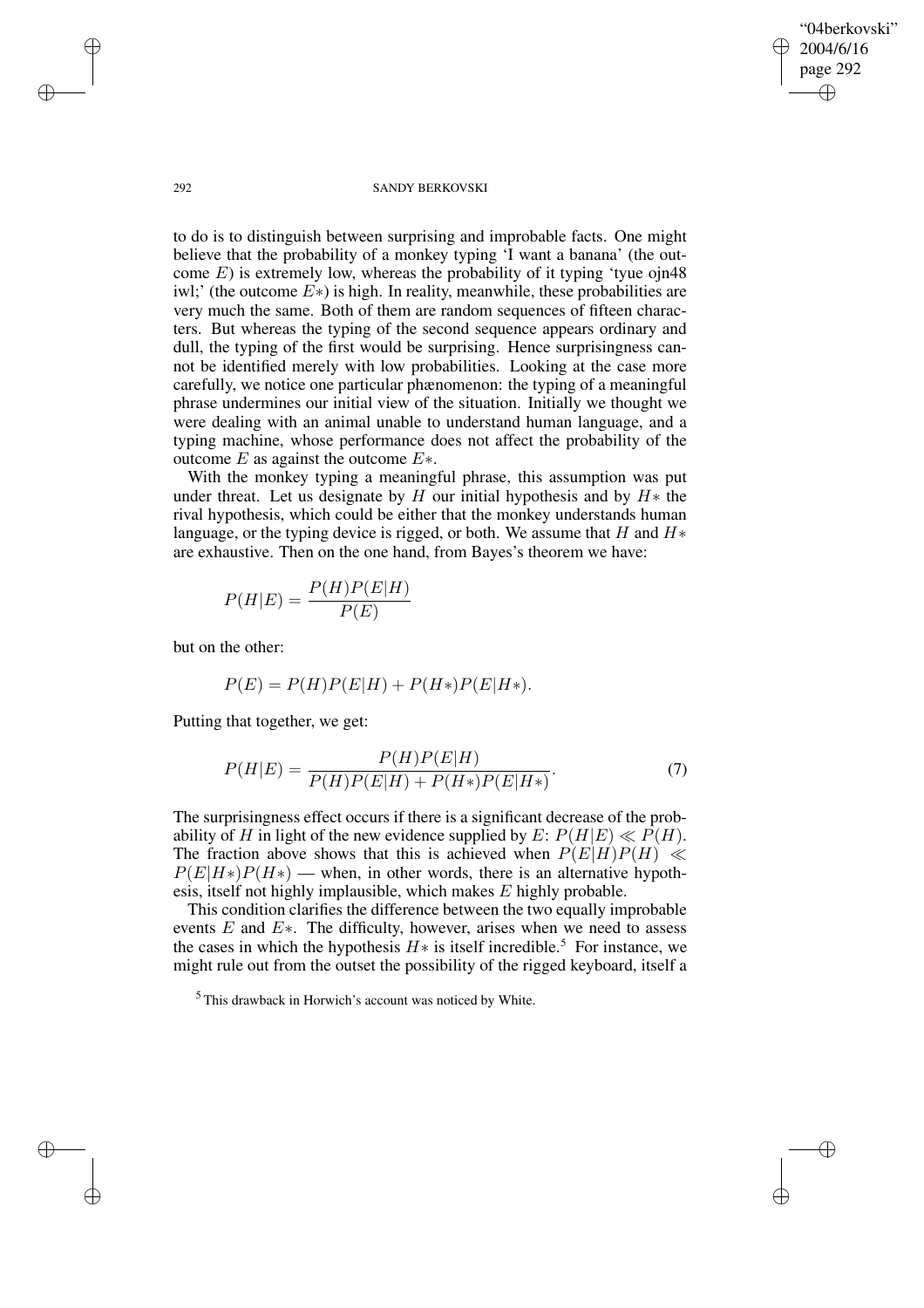to do is to distinguish between surprising and improbable facts. One might believe that the probability of a monkey typing 'I want a banana' (the outcome $E$) is extremely low, whereas the probability of it typing 'tyue ojn48 iwl;' (the outcome $E*$) is high. In reality, meanwhile, these probabilities are very much the same. Both of them are random sequences of fifteen characters. But whereas the typing of the second sequence appears ordinary and dull, the typing of the first would be surprising. Hence surprisingness cannot be identified merely with low probabilities. Looking at the case more carefully, we notice one particular phænomenon: the typing of a meaningful phrase undermines our initial view of the situation. Initially we thought we were dealing with an animal unable to understand human language, and a typing machine, whose performance does not affect the probability of the outcome $E$ as against the outcome $E*$.

With the monkey typing a meaningful phrase, this assumption was put under threat. Let us designate by $H$ our initial hypothesis and by $H*$ the rival hypothesis, which could be either that the monkey understands human language, or the typing device is rigged, or both. We assume that $H$ and $H*$ are exhaustive. Then on the one hand, from Bayes's theorem we have:

$$P(H|E) = \frac{P(H)P(E|H)}{P(E)}$$

but on the other:

$$P(E) = P(H)P(E|H) + P(H*)P(E|H*).$$

Putting that together, we get:

$$P(H|E) = \frac{P(H)P(E|H)}{P(H)P(E|H) + P(H*)P(E|H*)}. \tag{7}$$

The surprisingness effect occurs if there is a significant decrease of the probability of $H$ in light of the new evidence supplied by $E$: $P(H|E) \ll P(H)$. The fraction above shows that this is achieved when $P(E|H)P(H) \ll P(E|H*)P(H*)$ — when, in other words, there is an alternative hypothesis, itself not highly implausible, which makes $E$ highly probable.

This condition clarifies the difference between the two equally improbable events $E$ and $E*$. The difficulty, however, arises when we need to assess the cases in which the hypothesis $H*$ is itself incredible.[5] For instance, we might rule out from the outset the possibility of the rigged keyboard, itself a

[5] This drawback in Horwich's account was noticed by White.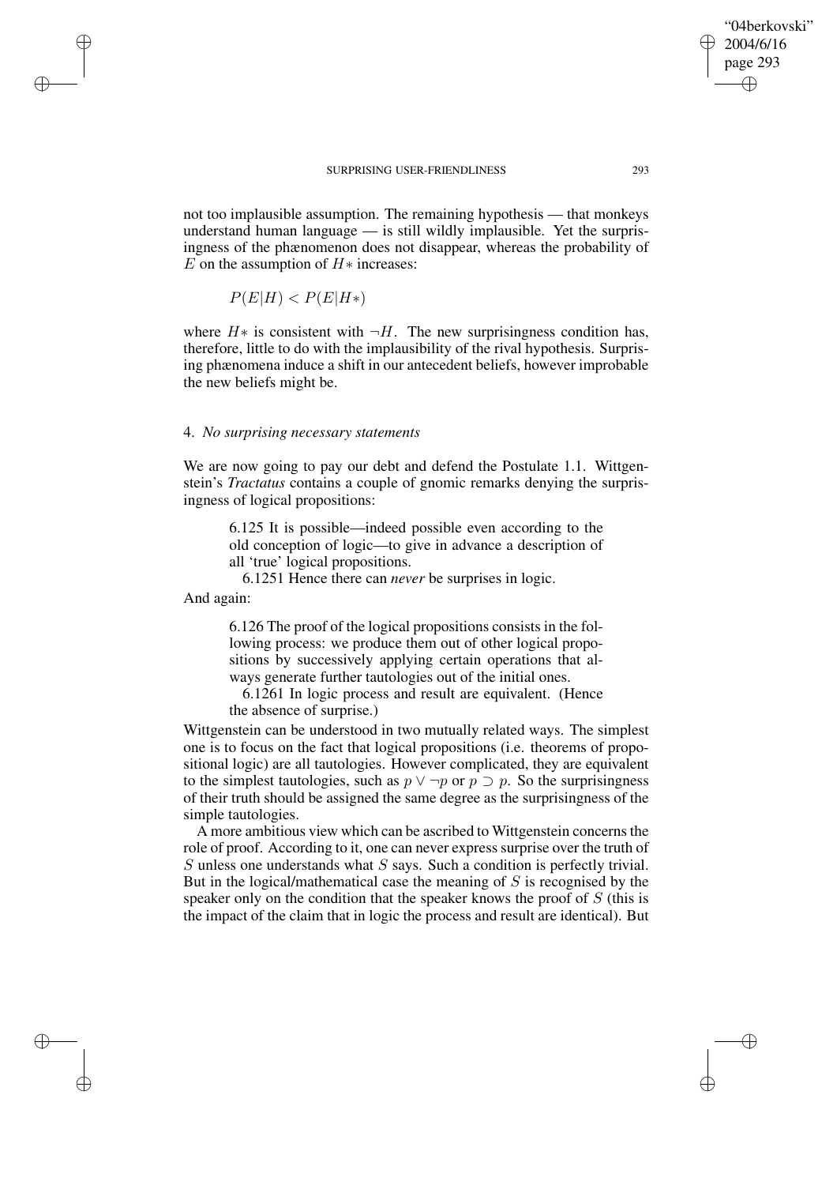not too implausible assumption. The remaining hypothesis — that monkeys understand human language — is still wildly implausible. Yet the surprisingness of the phænomenon does not disappear, whereas the probability of $E$ on the assumption of $H*$ increases:

$$P(E|H) < P(E|H*)$$

where $H*$ is consistent with $\neg H$. The new surprisingness condition has, therefore, little to do with the implausibility of the rival hypothesis. Surprising phænomena induce a shift in our antecedent beliefs, however improbable the new beliefs might be.

### 4. *No surprising necessary statements*

We are now going to pay our debt and defend the Postulate 1.1. Wittgenstein's *Tractatus* contains a couple of gnomic remarks denying the surprisingness of logical propositions:

> 6.125 It is possible—indeed possible even according to the old conception of logic—to give in advance a description of all 'true' logical propositions.
>
> 6.1251 Hence there can *never* be surprises in logic.

And again:

> 6.126 The proof of the logical propositions consists in the following process: we produce them out of other logical propositions by successively applying certain operations that always generate further tautologies out of the initial ones.
>
> 6.1261 In logic process and result are equivalent. (Hence the absence of surprise.)

Wittgenstein can be understood in two mutually related ways. The simplest one is to focus on the fact that logical propositions (i.e. theorems of propositional logic) are all tautologies. However complicated, they are equivalent to the simplest tautologies, such as $p \vee \neg p$ or $p \supset p$. So the surprisingness of their truth should be assigned the same degree as the surprisingness of the simple tautologies.

A more ambitious view which can be ascribed to Wittgenstein concerns the role of proof. According to it, one can never express surprise over the truth of $S$ unless one understands what $S$ says. Such a condition is perfectly trivial. But in the logical/mathematical case the meaning of $S$ is recognised by the speaker only on the condition that the speaker knows the proof of $S$ (this is the impact of the claim that in logic the process and result are identical). But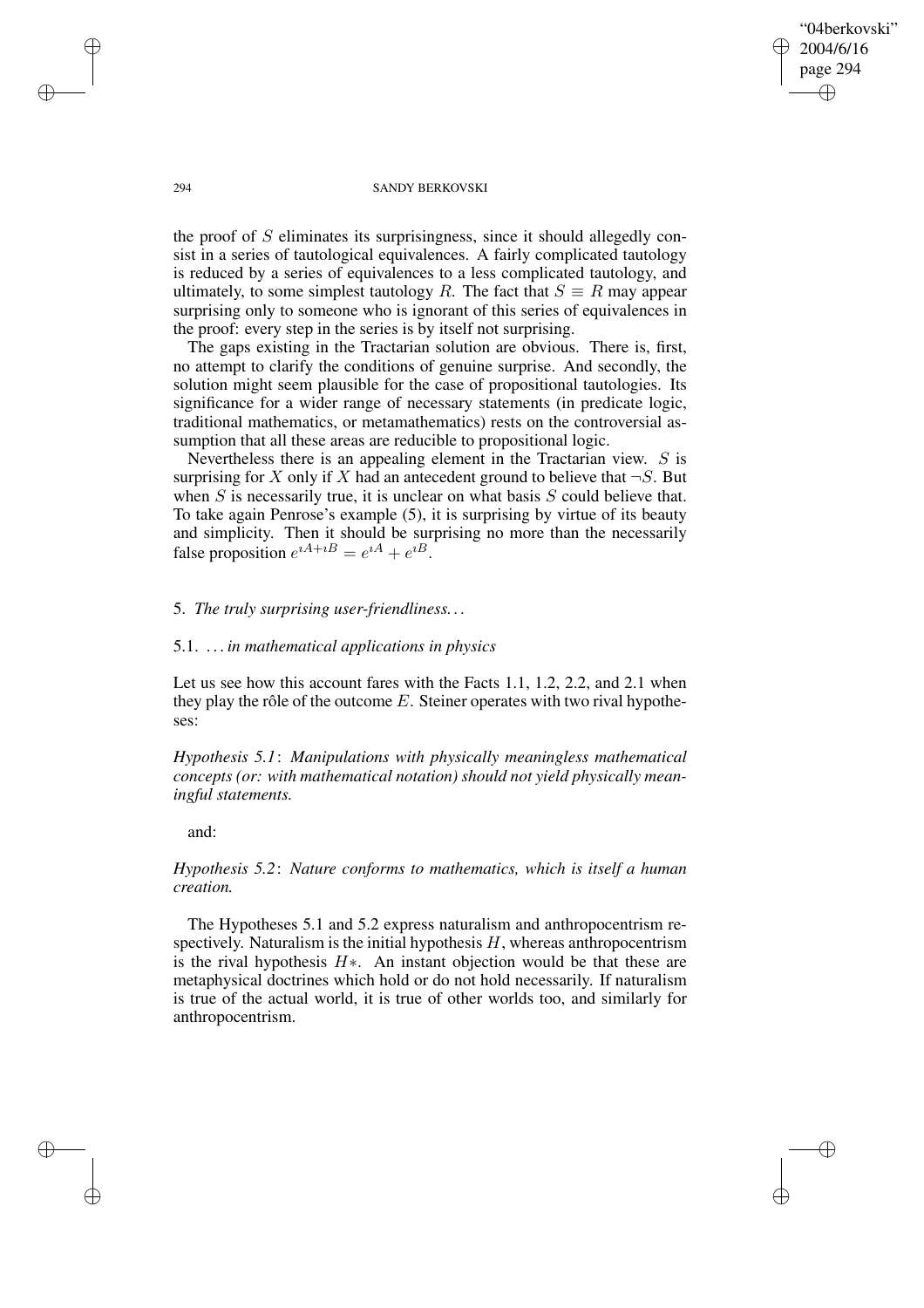the proof of $S$ eliminates its surprisingness, since it should allegedly consist in a series of tautological equivalences. A fairly complicated tautology is reduced by a series of equivalences to a less complicated tautology, and ultimately, to some simplest tautology $R$. The fact that $S \equiv R$ may appear surprising only to someone who is ignorant of this series of equivalences in the proof: every step in the series is by itself not surprising.

The gaps existing in the Tractarian solution are obvious. There is, first, no attempt to clarify the conditions of genuine surprise. And secondly, the solution might seem plausible for the case of propositional tautologies. Its significance for a wider range of necessary statements (in predicate logic, traditional mathematics, or metamathematics) rests on the controversial assumption that all these areas are reducible to propositional logic.

Nevertheless there is an appealing element in the Tractarian view. $S$ is surprising for $X$ only if $X$ had an antecedent ground to believe that $\neg S$. But when $S$ is necessarily true, it is unclear on what basis $S$ could believe that. To take again Penrose's example (5), it is surprising by virtue of its beauty and simplicity. Then it should be surprising no more than the necessarily false proposition $e^{\imath A+\imath B} = e^{\imath A} + e^{\imath B}$.

## 5. *The truly surprising user-friendliness...*

### 5.1. *... in mathematical applications in physics*

Let us see how this account fares with the Facts 1.1, 1.2, 2.2, and 2.1 when they play the rôle of the outcome $E$. Steiner operates with two rival hypotheses:

*Hypothesis 5.1*: *Manipulations with physically meaningless mathematical concepts (or: with mathematical notation) should not yield physically meaningful statements.*

and:

*Hypothesis 5.2*: *Nature conforms to mathematics, which is itself a human creation.*

The Hypotheses 5.1 and 5.2 express naturalism and anthropocentrism respectively. Naturalism is the initial hypothesis $H$, whereas anthropocentrism is the rival hypothesis $H*$. An instant objection would be that these are metaphysical doctrines which hold or do not hold necessarily. If naturalism is true of the actual world, it is true of other worlds too, and similarly for anthropocentrism.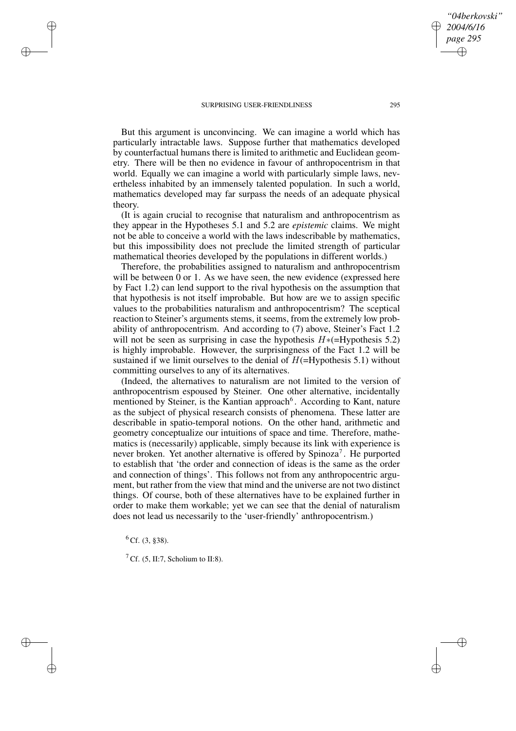But this argument is unconvincing. We can imagine a world which has particularly intractable laws. Suppose further that mathematics developed by counterfactual humans there is limited to arithmetic and Euclidean geometry. There will be then no evidence in favour of anthropocentrism in that world. Equally we can imagine a world with particularly simple laws, nevertheless inhabited by an immensely talented population. In such a world, mathematics developed may far surpass the needs of an adequate physical theory.

(It is again crucial to recognise that naturalism and anthropocentrism as they appear in the Hypotheses 5.1 and 5.2 are *epistemic* claims. We might not be able to conceive a world with the laws indescribable by mathematics, but this impossibility does not preclude the limited strength of particular mathematical theories developed by the populations in different worlds.)

Therefore, the probabilities assigned to naturalism and anthropocentrism will be between 0 or 1. As we have seen, the new evidence (expressed here by Fact 1.2) can lend support to the rival hypothesis on the assumption that that hypothesis is not itself improbable. But how are we to assign specific values to the probabilities naturalism and anthropocentrism? The sceptical reaction to Steiner's arguments stems, it seems, from the extremely low probability of anthropocentrism. And according to (7) above, Steiner's Fact 1.2 will not be seen as surprising in case the hypothesis $H*$(=Hypothesis 5.2) is highly improbable. However, the surprisingness of the Fact 1.2 will be sustained if we limit ourselves to the denial of $H$(=Hypothesis 5.1) without committing ourselves to any of its alternatives.

(Indeed, the alternatives to naturalism are not limited to the version of anthropocentrism espoused by Steiner. One other alternative, incidentally mentioned by Steiner, is the Kantian approach[6]. According to Kant, nature as the subject of physical research consists of phenomena. These latter are describable in spatio-temporal notions. On the other hand, arithmetic and geometry conceptualize our intuitions of space and time. Therefore, mathematics is (necessarily) applicable, simply because its link with experience is never broken. Yet another alternative is offered by Spinoza[7]. He purported to establish that 'the order and connection of ideas is the same as the order and connection of things'. This follows not from any anthropocentric argument, but rather from the view that mind and the universe are not two distinct things. Of course, both of these alternatives have to be explained further in order to make them workable; yet we can see that the denial of naturalism does not lead us necessarily to the 'user-friendly' anthropocentrism.)

[6] Cf. (3, §38).

[7] Cf. (5, II:7, Scholium to II:8).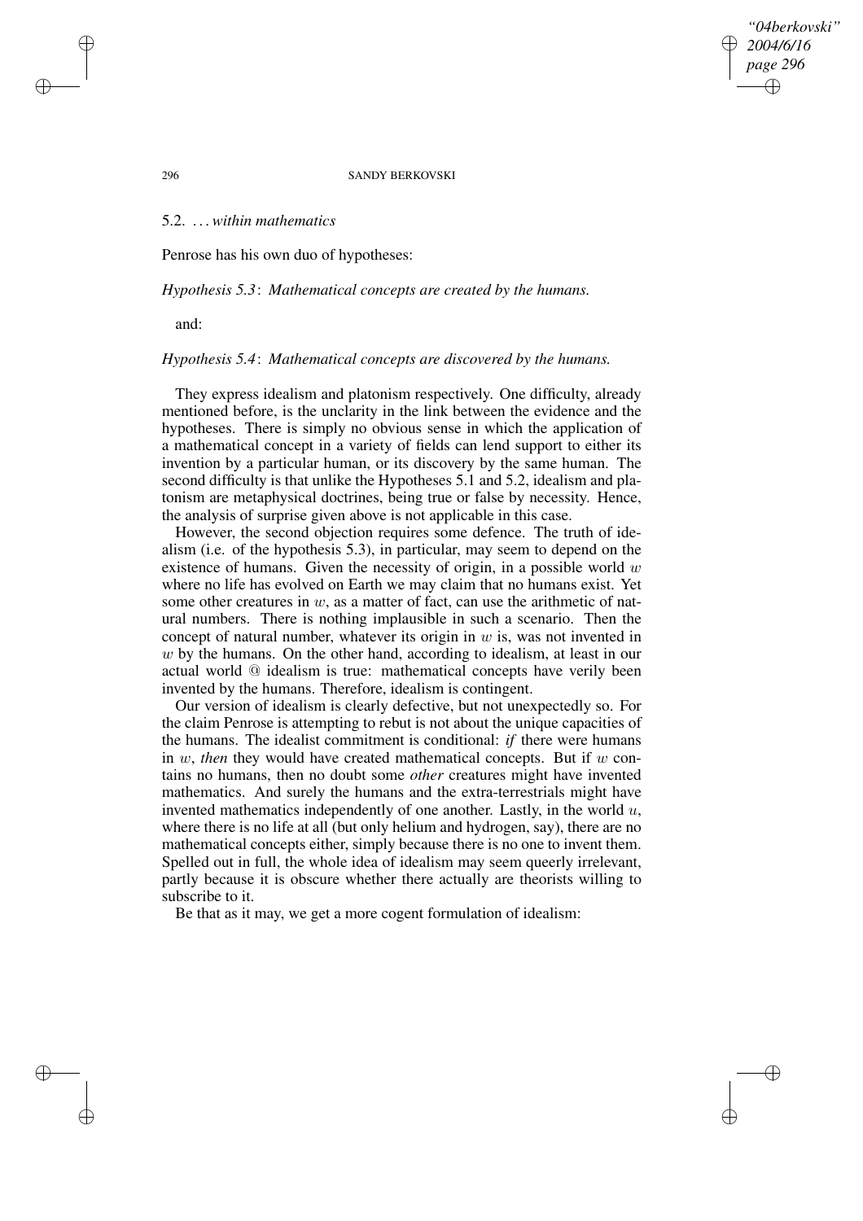### 5.2. … *within mathematics*

Penrose has his own duo of hypotheses:

*Hypothesis 5.3*: *Mathematical concepts are created by the humans.*

and:

*Hypothesis 5.4*: *Mathematical concepts are discovered by the humans.*

They express idealism and platonism respectively. One difficulty, already mentioned before, is the unclarity in the link between the evidence and the hypotheses. There is simply no obvious sense in which the application of a mathematical concept in a variety of fields can lend support to either its invention by a particular human, or its discovery by the same human. The second difficulty is that unlike the Hypotheses 5.1 and 5.2, idealism and platonism are metaphysical doctrines, being true or false by necessity. Hence, the analysis of surprise given above is not applicable in this case.

However, the second objection requires some defence. The truth of idealism (i.e. of the hypothesis 5.3), in particular, may seem to depend on the existence of humans. Given the necessity of origin, in a possible world $w$ where no life has evolved on Earth we may claim that no humans exist. Yet some other creatures in $w$, as a matter of fact, can use the arithmetic of natural numbers. There is nothing implausible in such a scenario. Then the concept of natural number, whatever its origin in $w$ is, was not invented in $w$ by the humans. On the other hand, according to idealism, at least in our actual world @ idealism is true: mathematical concepts have verily been invented by the humans. Therefore, idealism is contingent.

Our version of idealism is clearly defective, but not unexpectedly so. For the claim Penrose is attempting to rebut is not about the unique capacities of the humans. The idealist commitment is conditional: *if* there were humans in $w$, *then* they would have created mathematical concepts. But if $w$ contains no humans, then no doubt some *other* creatures might have invented mathematics. And surely the humans and the extra-terrestrials might have invented mathematics independently of one another. Lastly, in the world $u$, where there is no life at all (but only helium and hydrogen, say), there are no mathematical concepts either, simply because there is no one to invent them. Spelled out in full, the whole idea of idealism may seem queerly irrelevant, partly because it is obscure whether there actually are theorists willing to subscribe to it.

Be that as it may, we get a more cogent formulation of idealism: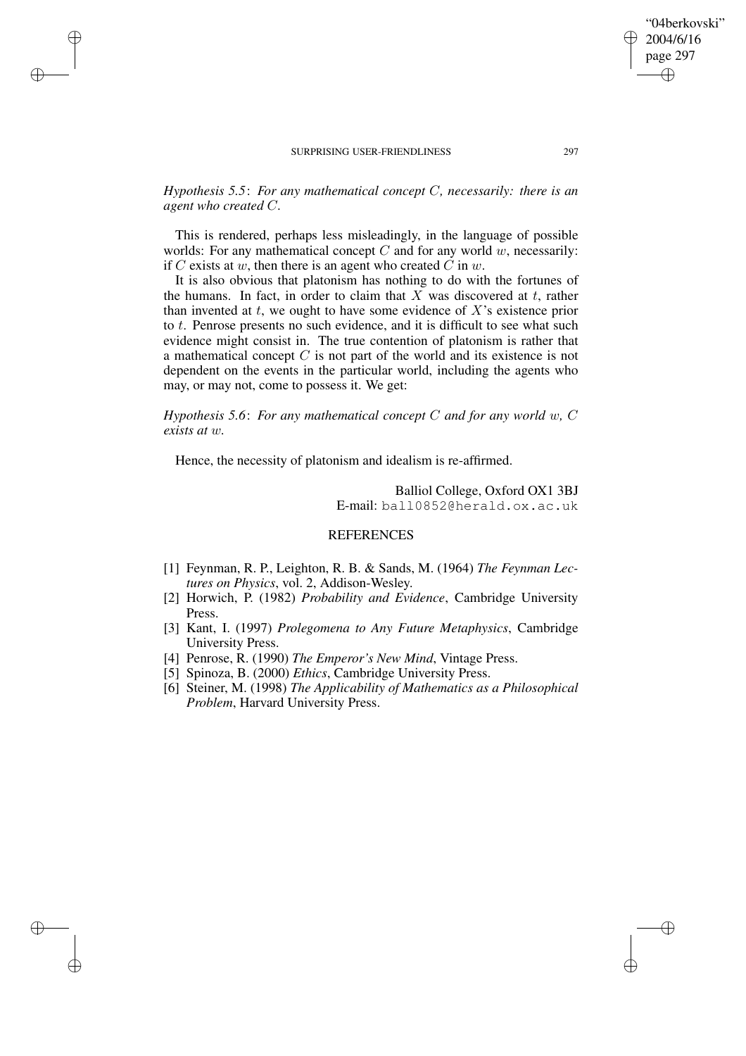*Hypothesis 5.5*: *For any mathematical concept $C$, necessarily: there is an agent who created $C$.*

This is rendered, perhaps less misleadingly, in the language of possible worlds: For any mathematical concept $C$ and for any world $w$, necessarily: if $C$ exists at $w$, then there is an agent who created $C$ in $w$.

It is also obvious that platonism has nothing to do with the fortunes of the humans. In fact, in order to claim that $X$ was discovered at $t$, rather than invented at $t$, we ought to have some evidence of $X$'s existence prior to $t$. Penrose presents no such evidence, and it is difficult to see what such evidence might consist in. The true contention of platonism is rather that a mathematical concept $C$ is not part of the world and its existence is not dependent on the events in the particular world, including the agents who may, or may not, come to possess it. We get:

*Hypothesis 5.6*: *For any mathematical concept $C$ and for any world $w$, $C$ exists at $w$.*

Hence, the necessity of platonism and idealism is re-affirmed.

Balliol College, Oxford OX1 3BJ
E-mail: ball0852@herald.ox.ac.uk

## REFERENCES

[1] Feynman, R. P., Leighton, R. B. & Sands, M. (1964) *The Feynman Lectures on Physics*, vol. 2, Addison-Wesley.

[2] Horwich, P. (1982) *Probability and Evidence*, Cambridge University Press.

[3] Kant, I. (1997) *Prolegomena to Any Future Metaphysics*, Cambridge University Press.

[4] Penrose, R. (1990) *The Emperor's New Mind*, Vintage Press.

[5] Spinoza, B. (2000) *Ethics*, Cambridge University Press.

[6] Steiner, M. (1998) *The Applicability of Mathematics as a Philosophical Problem*, Harvard University Press.